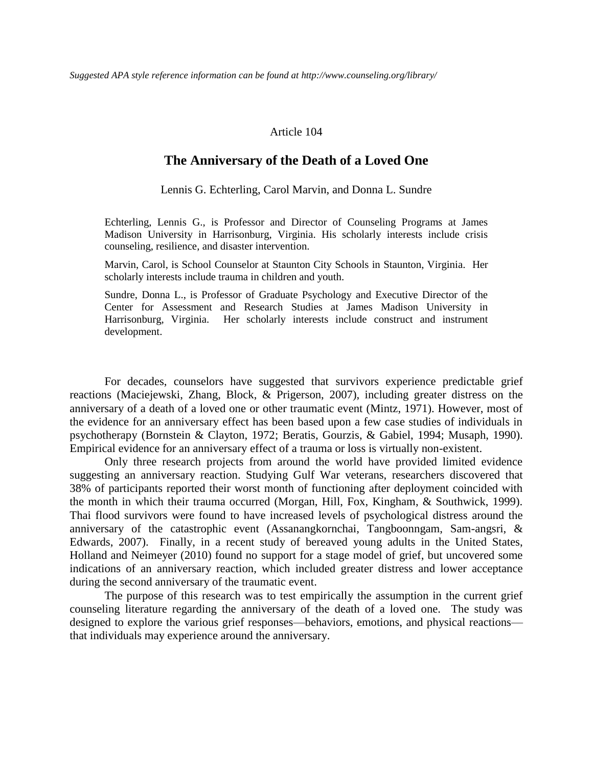*Suggested APA style reference information can be found at http://www.counseling.org/library/*

Article 104

# The Anniversary of the Death of a Loved One

Lennis G. Echterling, Carol Marvin, and Donna L. Sundre

Echterling, Lennis G., is Professor and Director of Counseling Programs at James Madison University in Harrisonburg, Virginia. His scholarly interests include crisis counseling, resilience, and disaster intervention.

Marvin, Carol, is School Counselor at Staunton City Schools in Staunton, Virginia. Her scholarly interests include trauma in children and youth.

Sundre, Donna L., is Professor of Graduate Psychology and Executive Director of the Center for Assessment and Research Studies at James Madison University in Harrisonburg, Virginia. Her scholarly interests include construct and instrument development.

For decades, counselors have suggested that survivors experience predictable grief reactions (Maciejewski, Zhang, Block, & Prigerson, 2007), including greater distress on the anniversary of a death of a loved one or other traumatic event (Mintz, 1971). However, most of the evidence for an anniversary effect has been based upon a few case studies of individuals in psychotherapy (Bornstein & Clayton, 1972; Beratis, Gourzis, & Gabiel, 1994; Musaph, 1990). Empirical evidence for an anniversary effect of a trauma or loss is virtually non-existent.

Only three research projects from around the world have provided limited evidence suggesting an anniversary reaction. Studying Gulf War veterans, researchers discovered that 38% of participants reported their worst month of functioning after deployment coincided with the month in which their trauma occurred (Morgan, Hill, Fox, Kingham, & Southwick, 1999). Thai flood survivors were found to have increased levels of psychological distress around the anniversary of the catastrophic event (Assanangkornchai, Tangboonngam, Sam-angsri, & Edwards, 2007). Finally, in a recent study of bereaved young adults in the United States, Holland and Neimeyer (2010) found no support for a stage model of grief, but uncovered some indications of an anniversary reaction, which included greater distress and lower acceptance during the second anniversary of the traumatic event.

The purpose of this research was to test empirically the assumption in the current grief counseling literature regarding the anniversary of the death of a loved one. The study was designed to explore the various grief responses—behaviors, emotions, and physical reactions—that individuals may experience around the anniversary.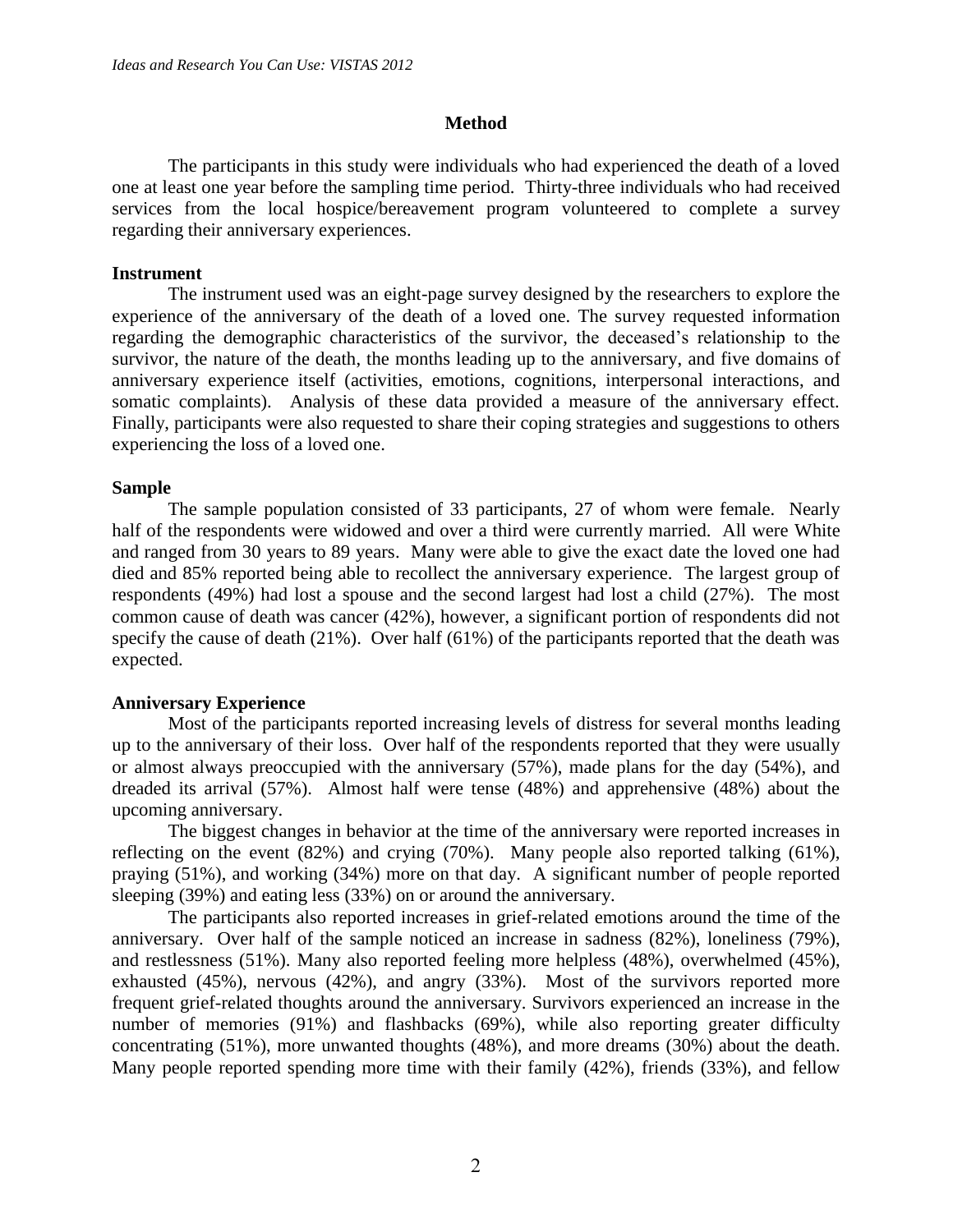## Method

The participants in this study were individuals who had experienced the death of a loved one at least one year before the sampling time period. Thirty-three individuals who had received services from the local hospice/bereavement program volunteered to complete a survey regarding their anniversary experiences.

### Instrument

The instrument used was an eight-page survey designed by the researchers to explore the experience of the anniversary of the death of a loved one. The survey requested information regarding the demographic characteristics of the survivor, the deceased's relationship to the survivor, the nature of the death, the months leading up to the anniversary, and five domains of anniversary experience itself (activities, emotions, cognitions, interpersonal interactions, and somatic complaints). Analysis of these data provided a measure of the anniversary effect. Finally, participants were also requested to share their coping strategies and suggestions to others experiencing the loss of a loved one.

### Sample

The sample population consisted of 33 participants, 27 of whom were female. Nearly half of the respondents were widowed and over a third were currently married. All were White and ranged from 30 years to 89 years. Many were able to give the exact date the loved one had died and 85% reported being able to recollect the anniversary experience. The largest group of respondents (49%) had lost a spouse and the second largest had lost a child (27%). The most common cause of death was cancer (42%), however, a significant portion of respondents did not specify the cause of death (21%). Over half (61%) of the participants reported that the death was expected.

### Anniversary Experience

Most of the participants reported increasing levels of distress for several months leading up to the anniversary of their loss. Over half of the respondents reported that they were usually or almost always preoccupied with the anniversary (57%), made plans for the day (54%), and dreaded its arrival (57%). Almost half were tense (48%) and apprehensive (48%) about the upcoming anniversary.

The biggest changes in behavior at the time of the anniversary were reported increases in reflecting on the event (82%) and crying (70%). Many people also reported talking (61%), praying (51%), and working (34%) more on that day. A significant number of people reported sleeping (39%) and eating less (33%) on or around the anniversary.

The participants also reported increases in grief-related emotions around the time of the anniversary. Over half of the sample noticed an increase in sadness (82%), loneliness (79%), and restlessness (51%). Many also reported feeling more helpless (48%), overwhelmed (45%), exhausted (45%), nervous (42%), and angry (33%). Most of the survivors reported more frequent grief-related thoughts around the anniversary. Survivors experienced an increase in the number of memories (91%) and flashbacks (69%), while also reporting greater difficulty concentrating (51%), more unwanted thoughts (48%), and more dreams (30%) about the death. Many people reported spending more time with their family (42%), friends (33%), and fellow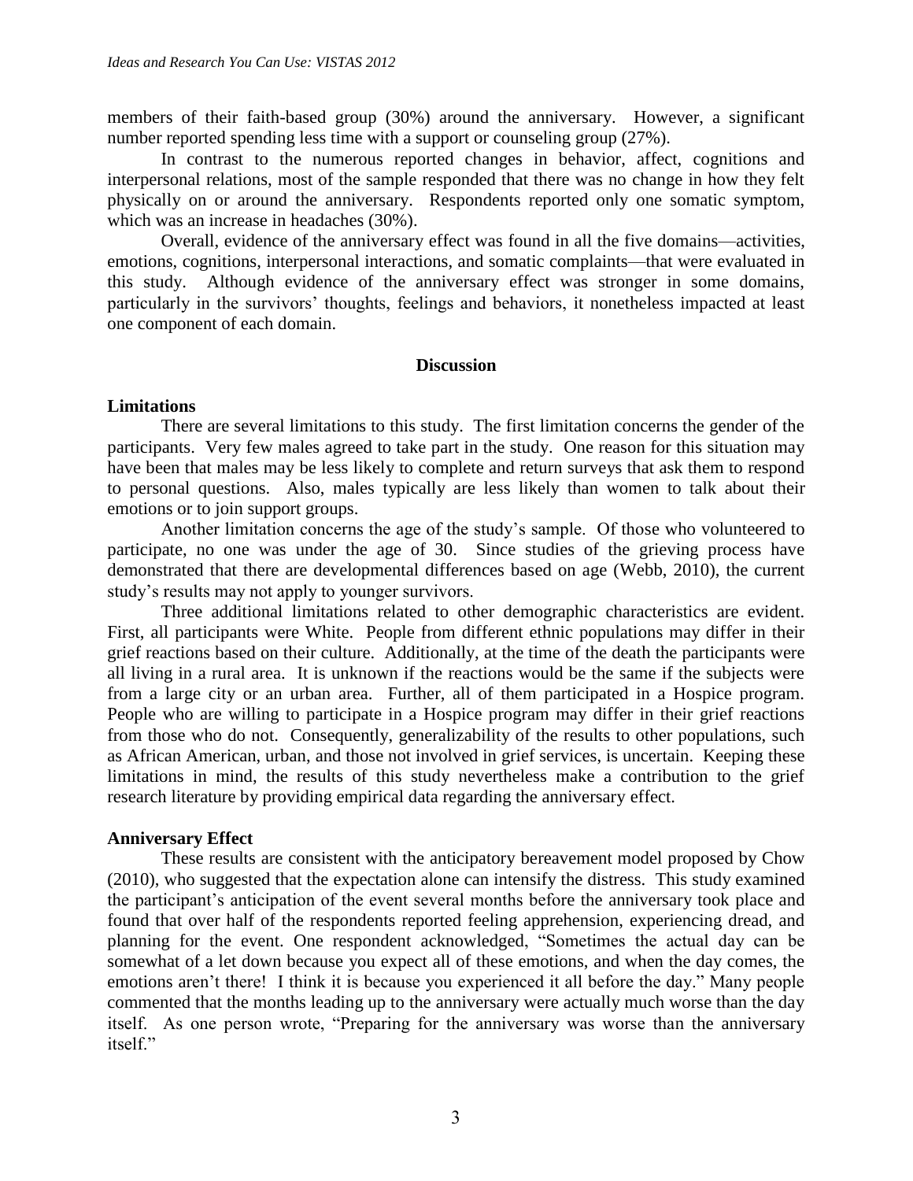members of their faith-based group (30%) around the anniversary. However, a significant number reported spending less time with a support or counseling group (27%).

In contrast to the numerous reported changes in behavior, affect, cognitions and interpersonal relations, most of the sample responded that there was no change in how they felt physically on or around the anniversary. Respondents reported only one somatic symptom, which was an increase in headaches (30%).

Overall, evidence of the anniversary effect was found in all the five domains—activities, emotions, cognitions, interpersonal interactions, and somatic complaints—that were evaluated in this study. Although evidence of the anniversary effect was stronger in some domains, particularly in the survivors' thoughts, feelings and behaviors, it nonetheless impacted at least one component of each domain.

## Discussion

### Limitations

There are several limitations to this study. The first limitation concerns the gender of the participants. Very few males agreed to take part in the study. One reason for this situation may have been that males may be less likely to complete and return surveys that ask them to respond to personal questions. Also, males typically are less likely than women to talk about their emotions or to join support groups.

Another limitation concerns the age of the study's sample. Of those who volunteered to participate, no one was under the age of 30. Since studies of the grieving process have demonstrated that there are developmental differences based on age (Webb, 2010), the current study's results may not apply to younger survivors.

Three additional limitations related to other demographic characteristics are evident. First, all participants were White. People from different ethnic populations may differ in their grief reactions based on their culture. Additionally, at the time of the death the participants were all living in a rural area. It is unknown if the reactions would be the same if the subjects were from a large city or an urban area. Further, all of them participated in a Hospice program. People who are willing to participate in a Hospice program may differ in their grief reactions from those who do not. Consequently, generalizability of the results to other populations, such as African American, urban, and those not involved in grief services, is uncertain. Keeping these limitations in mind, the results of this study nevertheless make a contribution to the grief research literature by providing empirical data regarding the anniversary effect.

### Anniversary Effect

These results are consistent with the anticipatory bereavement model proposed by Chow (2010), who suggested that the expectation alone can intensify the distress. This study examined the participant's anticipation of the event several months before the anniversary took place and found that over half of the respondents reported feeling apprehension, experiencing dread, and planning for the event. One respondent acknowledged, "Sometimes the actual day can be somewhat of a let down because you expect all of these emotions, and when the day comes, the emotions aren't there! I think it is because you experienced it all before the day." Many people commented that the months leading up to the anniversary were actually much worse than the day itself. As one person wrote, "Preparing for the anniversary was worse than the anniversary itself."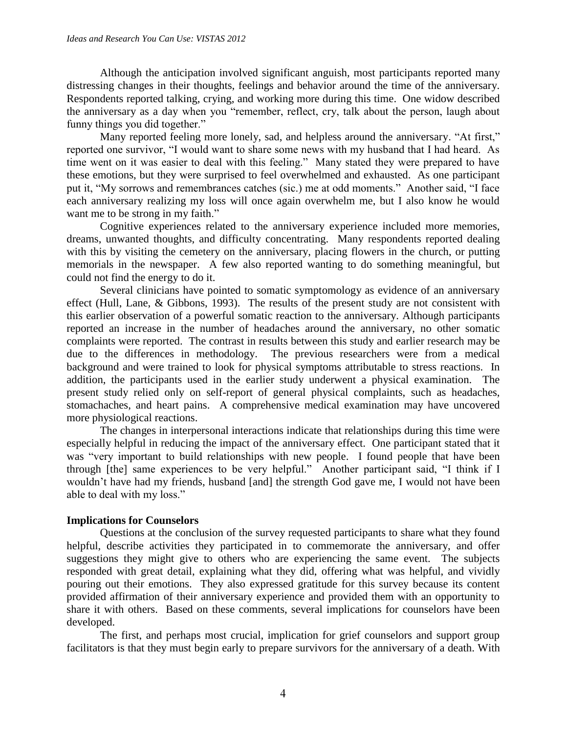Although the anticipation involved significant anguish, most participants reported many distressing changes in their thoughts, feelings and behavior around the time of the anniversary. Respondents reported talking, crying, and working more during this time. One widow described the anniversary as a day when you "remember, reflect, cry, talk about the person, laugh about funny things you did together."

Many reported feeling more lonely, sad, and helpless around the anniversary. "At first," reported one survivor, "I would want to share some news with my husband that I had heard. As time went on it was easier to deal with this feeling." Many stated they were prepared to have these emotions, but they were surprised to feel overwhelmed and exhausted. As one participant put it, "My sorrows and remembrances catches (sic.) me at odd moments." Another said, "I face each anniversary realizing my loss will once again overwhelm me, but I also know he would want me to be strong in my faith."

Cognitive experiences related to the anniversary experience included more memories, dreams, unwanted thoughts, and difficulty concentrating. Many respondents reported dealing with this by visiting the cemetery on the anniversary, placing flowers in the church, or putting memorials in the newspaper. A few also reported wanting to do something meaningful, but could not find the energy to do it.

Several clinicians have pointed to somatic symptomology as evidence of an anniversary effect (Hull, Lane, & Gibbons, 1993). The results of the present study are not consistent with this earlier observation of a powerful somatic reaction to the anniversary. Although participants reported an increase in the number of headaches around the anniversary, no other somatic complaints were reported. The contrast in results between this study and earlier research may be due to the differences in methodology. The previous researchers were from a medical background and were trained to look for physical symptoms attributable to stress reactions. In addition, the participants used in the earlier study underwent a physical examination. The present study relied only on self-report of general physical complaints, such as headaches, stomachaches, and heart pains. A comprehensive medical examination may have uncovered more physiological reactions.

The changes in interpersonal interactions indicate that relationships during this time were especially helpful in reducing the impact of the anniversary effect. One participant stated that it was "very important to build relationships with new people. I found people that have been through [the] same experiences to be very helpful." Another participant said, "I think if I wouldn't have had my friends, husband [and] the strength God gave me, I would not have been able to deal with my loss."

**Implications for Counselors**

Questions at the conclusion of the survey requested participants to share what they found helpful, describe activities they participated in to commemorate the anniversary, and offer suggestions they might give to others who are experiencing the same event. The subjects responded with great detail, explaining what they did, offering what was helpful, and vividly pouring out their emotions. They also expressed gratitude for this survey because its content provided affirmation of their anniversary experience and provided them with an opportunity to share it with others. Based on these comments, several implications for counselors have been developed.

The first, and perhaps most crucial, implication for grief counselors and support group facilitators is that they must begin early to prepare survivors for the anniversary of a death. With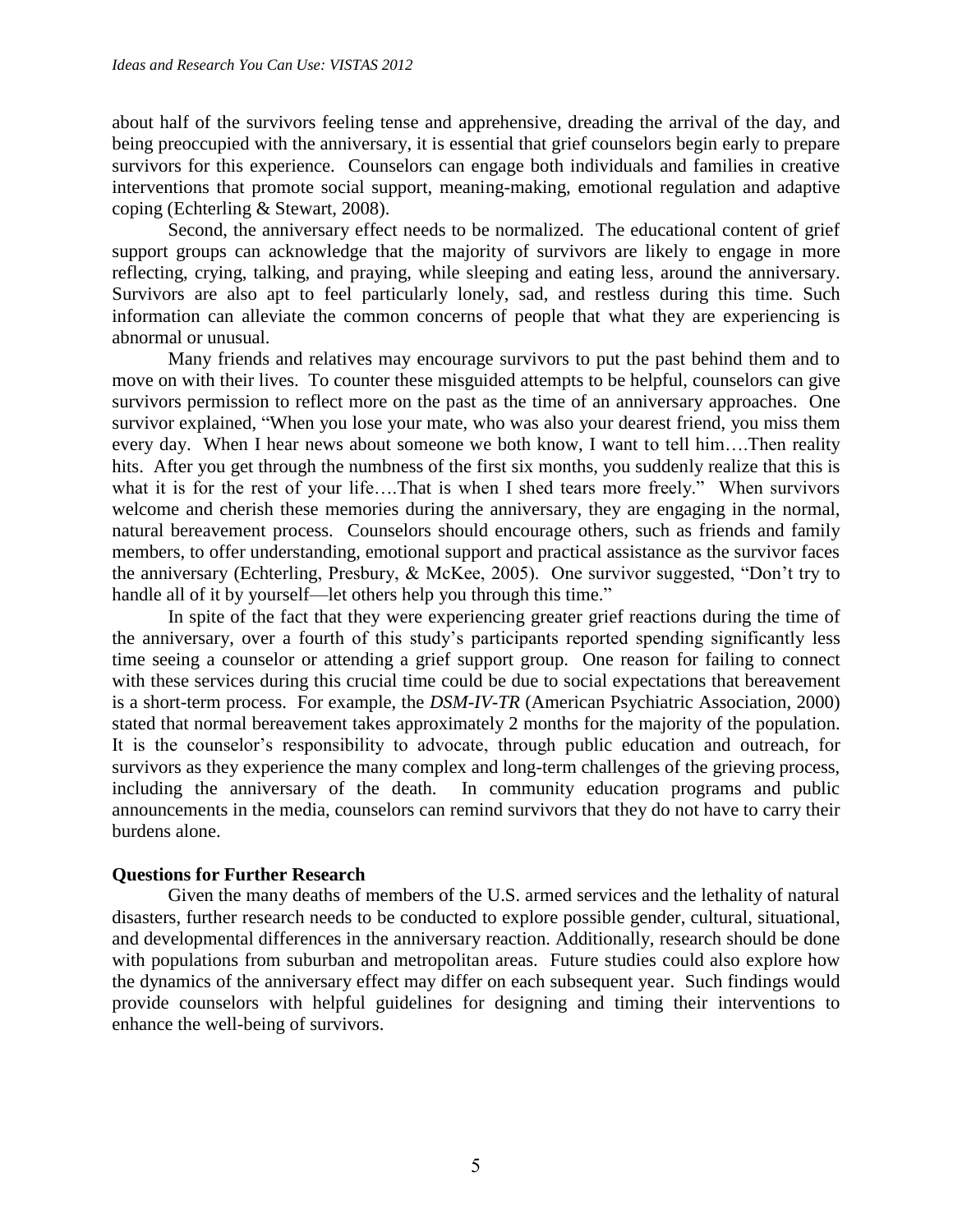about half of the survivors feeling tense and apprehensive, dreading the arrival of the day, and being preoccupied with the anniversary, it is essential that grief counselors begin early to prepare survivors for this experience. Counselors can engage both individuals and families in creative interventions that promote social support, meaning-making, emotional regulation and adaptive coping (Echterling & Stewart, 2008).

Second, the anniversary effect needs to be normalized. The educational content of grief support groups can acknowledge that the majority of survivors are likely to engage in more reflecting, crying, talking, and praying, while sleeping and eating less, around the anniversary. Survivors are also apt to feel particularly lonely, sad, and restless during this time. Such information can alleviate the common concerns of people that what they are experiencing is abnormal or unusual.

Many friends and relatives may encourage survivors to put the past behind them and to move on with their lives. To counter these misguided attempts to be helpful, counselors can give survivors permission to reflect more on the past as the time of an anniversary approaches. One survivor explained, "When you lose your mate, who was also your dearest friend, you miss them every day. When I hear news about someone we both know, I want to tell him….Then reality hits. After you get through the numbness of the first six months, you suddenly realize that this is what it is for the rest of your life….That is when I shed tears more freely." When survivors welcome and cherish these memories during the anniversary, they are engaging in the normal, natural bereavement process. Counselors should encourage others, such as friends and family members, to offer understanding, emotional support and practical assistance as the survivor faces the anniversary (Echterling, Presbury, & McKee, 2005). One survivor suggested, "Don't try to handle all of it by yourself—let others help you through this time."

In spite of the fact that they were experiencing greater grief reactions during the time of the anniversary, over a fourth of this study's participants reported spending significantly less time seeing a counselor or attending a grief support group. One reason for failing to connect with these services during this crucial time could be due to social expectations that bereavement is a short-term process. For example, the *DSM-IV-TR* (American Psychiatric Association, 2000) stated that normal bereavement takes approximately 2 months for the majority of the population. It is the counselor's responsibility to advocate, through public education and outreach, for survivors as they experience the many complex and long-term challenges of the grieving process, including the anniversary of the death. In community education programs and public announcements in the media, counselors can remind survivors that they do not have to carry their burdens alone.

**Questions for Further Research**

Given the many deaths of members of the U.S. armed services and the lethality of natural disasters, further research needs to be conducted to explore possible gender, cultural, situational, and developmental differences in the anniversary reaction. Additionally, research should be done with populations from suburban and metropolitan areas. Future studies could also explore how the dynamics of the anniversary effect may differ on each subsequent year. Such findings would provide counselors with helpful guidelines for designing and timing their interventions to enhance the well-being of survivors.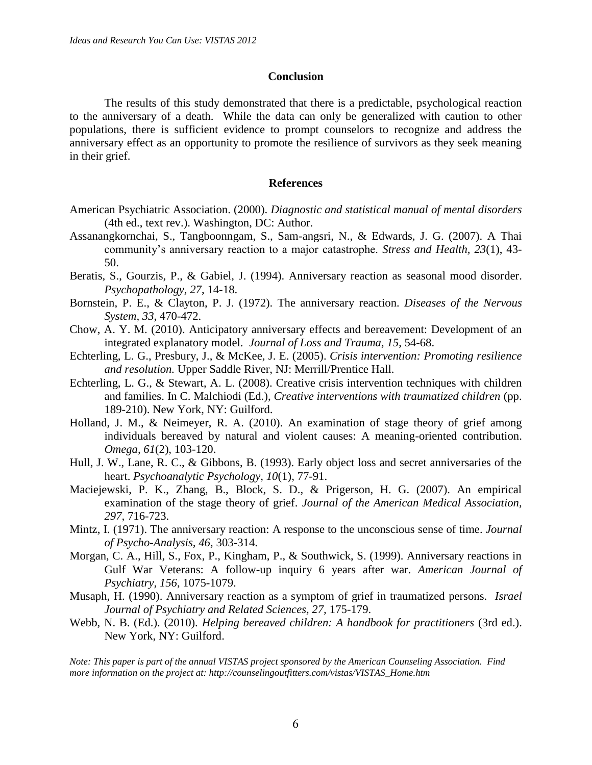## Conclusion

The results of this study demonstrated that there is a predictable, psychological reaction to the anniversary of a death. While the data can only be generalized with caution to other populations, there is sufficient evidence to prompt counselors to recognize and address the anniversary effect as an opportunity to promote the resilience of survivors as they seek meaning in their grief.

## References

American Psychiatric Association. (2000). *Diagnostic and statistical manual of mental disorders* (4th ed., text rev.). Washington, DC: Author.

Assanangkornchai, S., Tangboonngam, S., Sam-angsri, N., & Edwards, J. G. (2007). A Thai community's anniversary reaction to a major catastrophe. *Stress and Health, 23*(1), 43-50.

Beratis, S., Gourzis, P., & Gabiel, J. (1994). Anniversary reaction as seasonal mood disorder. *Psychopathology, 27*, 14-18.

Bornstein, P. E., & Clayton, P. J. (1972). The anniversary reaction. *Diseases of the Nervous System*, *33*, 470-472.

Chow, A. Y. M. (2010). Anticipatory anniversary effects and bereavement: Development of an integrated explanatory model. *Journal of Loss and Trauma, 15*, 54-68.

Echterling, L. G., Presbury, J., & McKee, J. E. (2005). *Crisis intervention: Promoting resilience and resolution.* Upper Saddle River, NJ: Merrill/Prentice Hall.

Echterling, L. G., & Stewart, A. L. (2008). Creative crisis intervention techniques with children and families. In C. Malchiodi (Ed.), *Creative interventions with traumatized children* (pp. 189-210). New York, NY: Guilford.

Holland, J. M., & Neimeyer, R. A. (2010). An examination of stage theory of grief among individuals bereaved by natural and violent causes: A meaning-oriented contribution. *Omega, 61*(2), 103-120.

Hull, J. W., Lane, R. C., & Gibbons, B. (1993). Early object loss and secret anniversaries of the heart. *Psychoanalytic Psychology, 10*(1), 77-91.

Maciejewski, P. K., Zhang, B., Block, S. D., & Prigerson, H. G. (2007). An empirical examination of the stage theory of grief. *Journal of the American Medical Association, 297*, 716-723.

Mintz, I. (1971). The anniversary reaction: A response to the unconscious sense of time. *Journal of Psycho-Analysis, 46*, 303-314.

Morgan, C. A., Hill, S., Fox, P., Kingham, P., & Southwick, S. (1999). Anniversary reactions in Gulf War Veterans: A follow-up inquiry 6 years after war. *American Journal of Psychiatry, 156*, 1075-1079.

Musaph, H. (1990). Anniversary reaction as a symptom of grief in traumatized persons. *Israel Journal of Psychiatry and Related Sciences, 27,* 175-179.

Webb, N. B. (Ed.). (2010). *Helping bereaved children: A handbook for practitioners* (3rd ed.). New York, NY: Guilford.

*Note: This paper is part of the annual VISTAS project sponsored by the American Counseling Association. Find more information on the project at: http://counselingoutfitters.com/vistas/VISTAS_Home.htm*